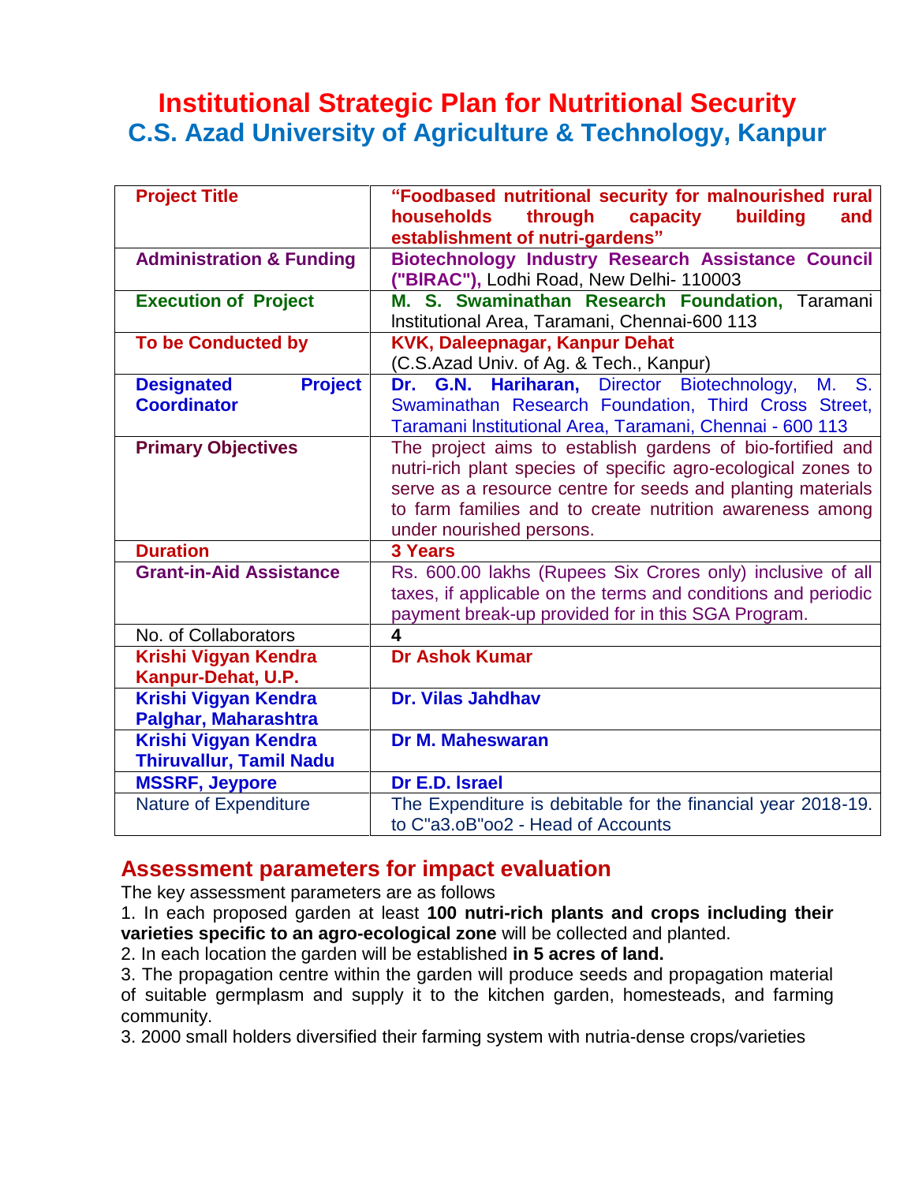# Institutional Strategic Plan for Nutritional Security

## C.S. Azad University of Agriculture & Technology, Kanpur

| | |
|---|---|
| **Project Title** | **"Foodbased nutritional security for malnourished rural households through capacity building and establishment of nutri-gardens"** |
| **Administration & Funding** | **Biotechnology Industry Research Assistance Council ("BIRAC"),** Lodhi Road, New Delhi- 110003 |
| **Execution of Project** | **M. S. Swaminathan Research Foundation,** Taramani Institutional Area, Taramani, Chennai-600 113 |
| **To be Conducted by** | **KVK, Daleepnagar, Kanpur Dehat** (C.S.Azad Univ. of Ag. & Tech., Kanpur) |
| **Designated Project Coordinator** | **Dr. G.N. Hariharan,** Director Biotechnology, M. S. Swaminathan Research Foundation, Third Cross Street, Taramani Institutional Area, Taramani, Chennai - 600 113 |
| **Primary Objectives** | The project aims to establish gardens of bio-fortified and nutri-rich plant species of specific agro-ecological zones to serve as a resource centre for seeds and planting materials to farm families and to create nutrition awareness among under nourished persons. |
| **Duration** | **3 Years** |
| **Grant-in-Aid Assistance** | Rs. 600.00 lakhs (Rupees Six Crores only) inclusive of all taxes, if applicable on the terms and conditions and periodic payment break-up provided for in this SGA Program. |
| No. of Collaborators | **4** |
| **Krishi Vigyan Kendra Kanpur-Dehat, U.P.** | **Dr Ashok Kumar** |
| **Krishi Vigyan Kendra Palghar, Maharashtra** | **Dr. Vilas Jahdhav** |
| **Krishi Vigyan Kendra Thiruvallur, Tamil Nadu** | **Dr M. Maheswaran** |
| **MSSRF, Jeypore** | **Dr E.D. Israel** |
| Nature of Expenditure | The Expenditure is debitable for the financial year 2018-19. to C"a3.oB"oo2 - Head of Accounts |

## Assessment parameters for impact evaluation

The key assessment parameters are as follows

1. In each proposed garden at least **100 nutri-rich plants and crops including their varieties specific to an agro-ecological zone** will be collected and planted.
2. In each location the garden will be established **in 5 acres of land.**
3. The propagation centre within the garden will produce seeds and propagation material of suitable germplasm and supply it to the kitchen garden, homesteads, and farming community.
3. 2000 small holders diversified their farming system with nutria-dense crops/varieties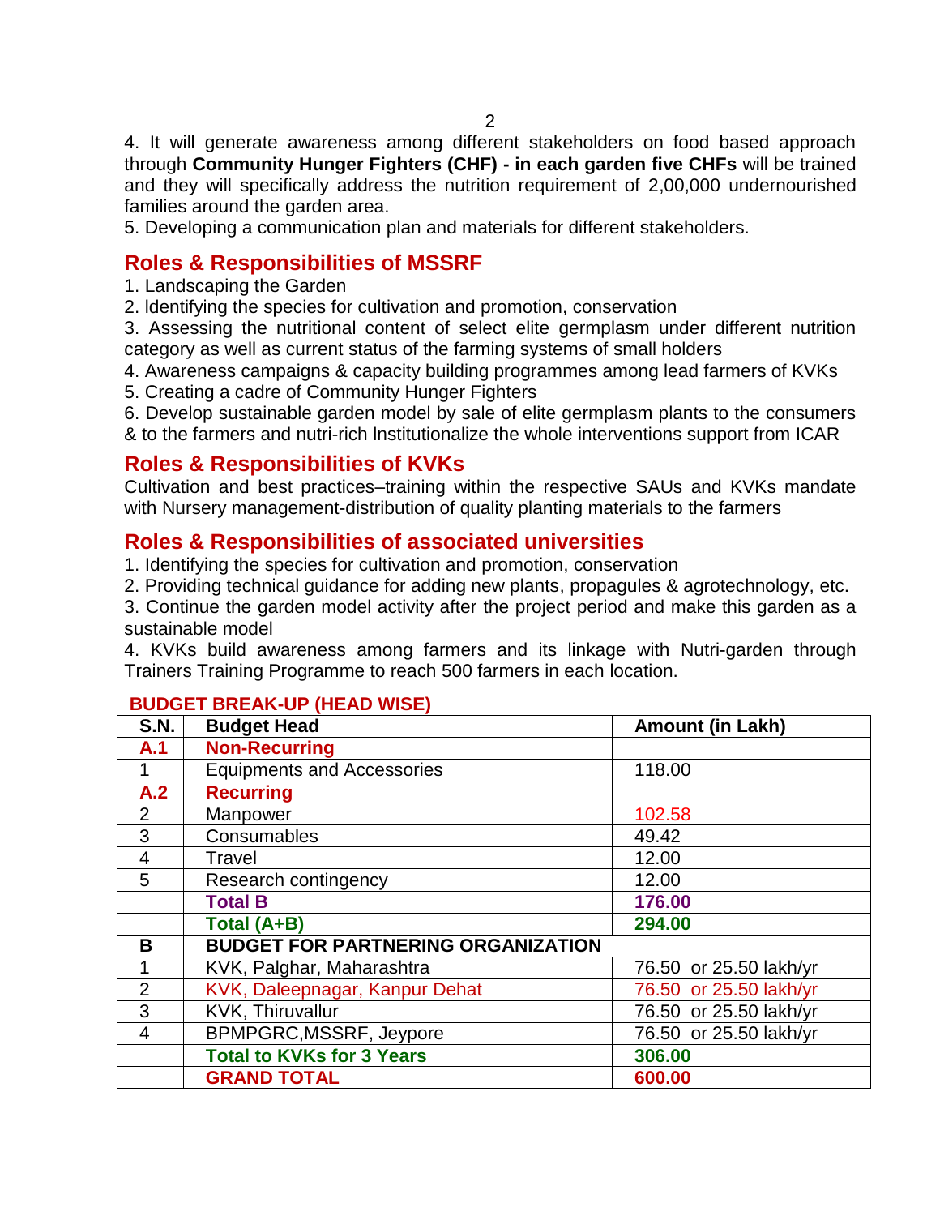4. It will generate awareness among different stakeholders on food based approach through **Community Hunger Fighters (CHF) - in each garden five CHFs** will be trained and they will specifically address the nutrition requirement of 2,00,000 undernourished families around the garden area.
5. Developing a communication plan and materials for different stakeholders.

## Roles & Responsibilities of MSSRF

1. Landscaping the Garden
2. Identifying the species for cultivation and promotion, conservation
3. Assessing the nutritional content of select elite germplasm under different nutrition category as well as current status of the farming systems of small holders
4. Awareness campaigns & capacity building programmes among lead farmers of KVKs
5. Creating a cadre of Community Hunger Fighters
6. Develop sustainable garden model by sale of elite germplasm plants to the consumers & to the farmers and nutri-rich Institutionalize the whole interventions support from ICAR

## Roles & Responsibilities of KVKs

Cultivation and best practices–training within the respective SAUs and KVKs mandate with Nursery management-distribution of quality planting materials to the farmers

## Roles & Responsibilities of associated universities

1. Identifying the species for cultivation and promotion, conservation
2. Providing technical guidance for adding new plants, propagules & agrotechnology, etc.
3. Continue the garden model activity after the project period and make this garden as a sustainable model
4. KVKs build awareness among farmers and its linkage with Nutri-garden through Trainers Training Programme to reach 500 farmers in each location.

**BUDGET BREAK-UP (HEAD WISE)**

| S.N. | Budget Head | Amount (in Lakh) |
|---|---|---|
| **A.1** | **Non-Recurring** | |
| 1 | Equipments and Accessories | 118.00 |
| **A.2** | **Recurring** | |
| 2 | Manpower | 102.58 |
| 3 | Consumables | 49.42 |
| 4 | Travel | 12.00 |
| 5 | Research contingency | 12.00 |
| | **Total B** | **176.00** |
| | **Total (A+B)** | **294.00** |
| **B** | **BUDGET FOR PARTNERING ORGANIZATION** | |
| 1 | KVK, Palghar, Maharashtra | 76.50 or 25.50 lakh/yr |
| 2 | KVK, Daleepnagar, Kanpur Dehat | 76.50 or 25.50 lakh/yr |
| 3 | KVK, Thiruvallur | 76.50 or 25.50 lakh/yr |
| 4 | BPMPGRC,MSSRF, Jeypore | 76.50 or 25.50 lakh/yr |
| | **Total to KVKs for 3 Years** | **306.00** |
| | **GRAND TOTAL** | **600.00** |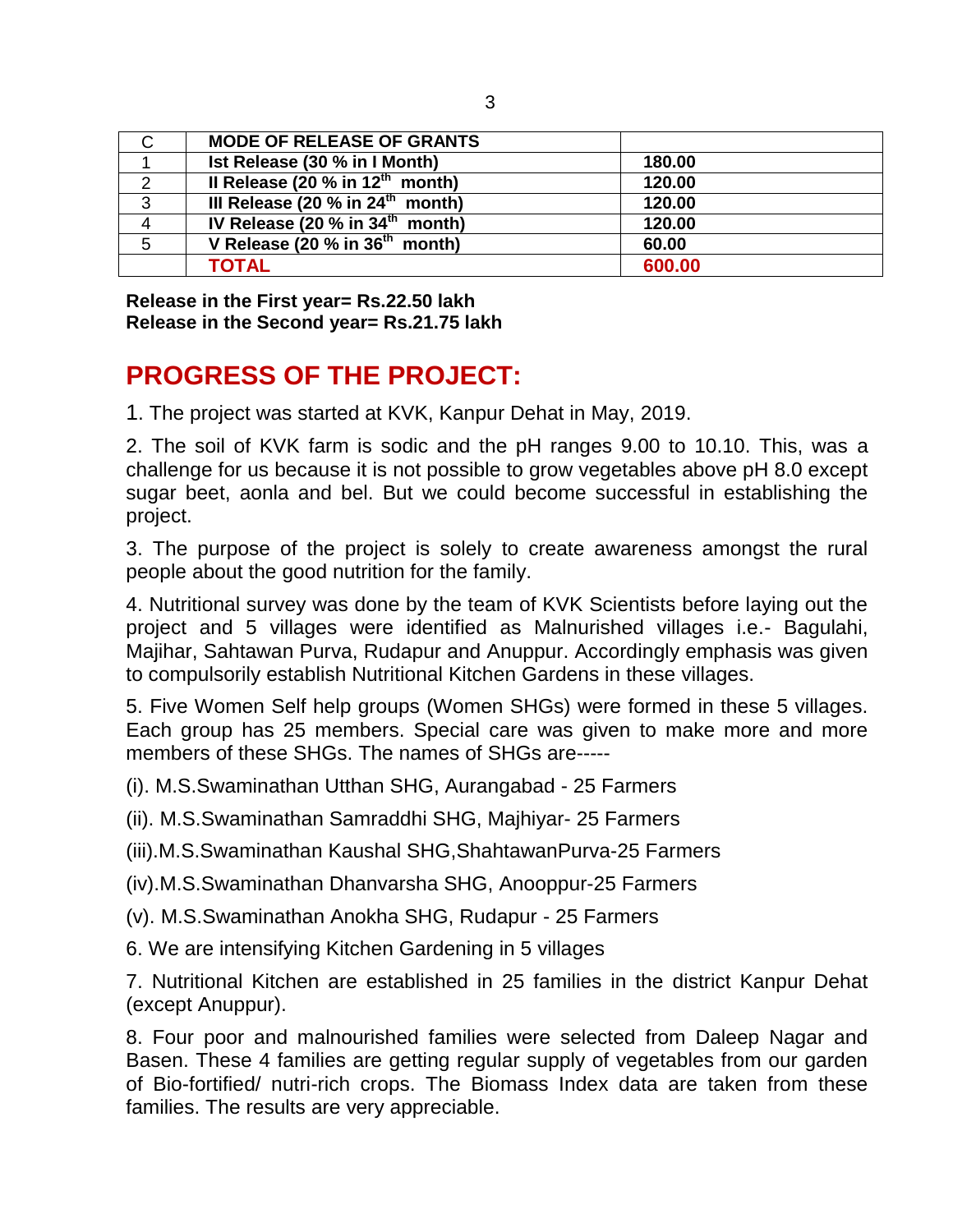| C | MODE OF RELEASE OF GRANTS | |
|---|---|---|
| 1 | Ist Release (30 % in I Month) | 180.00 |
| 2 | II Release (20 % in 12th month) | 120.00 |
| 3 | III Release (20 % in 24th month) | 120.00 |
| 4 | IV Release (20 % in 34th month) | 120.00 |
| 5 | V Release (20 % in 36th month) | 60.00 |
| | **TOTAL** | **600.00** |

**Release in the First year= Rs.22.50 lakh**
**Release in the Second year= Rs.21.75 lakh**

## PROGRESS OF THE PROJECT:

1. The project was started at KVK, Kanpur Dehat in May, 2019.

2. The soil of KVK farm is sodic and the pH ranges 9.00 to 10.10. This, was a challenge for us because it is not possible to grow vegetables above pH 8.0 except sugar beet, aonla and bel. But we could become successful in establishing the project.

3. The purpose of the project is solely to create awareness amongst the rural people about the good nutrition for the family.

4. Nutritional survey was done by the team of KVK Scientists before laying out the project and 5 villages were identified as Malnurished villages i.e.- Bagulahi, Majihar, Sahtawan Purva, Rudapur and Anuppur. Accordingly emphasis was given to compulsorily establish Nutritional Kitchen Gardens in these villages.

5. Five Women Self help groups (Women SHGs) were formed in these 5 villages. Each group has 25 members. Special care was given to make more and more members of these SHGs. The names of SHGs are-----

(i). M.S.Swaminathan Utthan SHG, Aurangabad - 25 Farmers

(ii). M.S.Swaminathan Samraddhi SHG, Majhiyar- 25 Farmers

(iii).M.S.Swaminathan Kaushal SHG,ShahtawanPurva-25 Farmers

(iv).M.S.Swaminathan Dhanvarsha SHG, Anooppur-25 Farmers

(v). M.S.Swaminathan Anokha SHG, Rudapur - 25 Farmers

6. We are intensifying Kitchen Gardening in 5 villages

7. Nutritional Kitchen are established in 25 families in the district Kanpur Dehat (except Anuppur).

8. Four poor and malnourished families were selected from Daleep Nagar and Basen. These 4 families are getting regular supply of vegetables from our garden of Bio-fortified/ nutri-rich crops. The Biomass Index data are taken from these families. The results are very appreciable.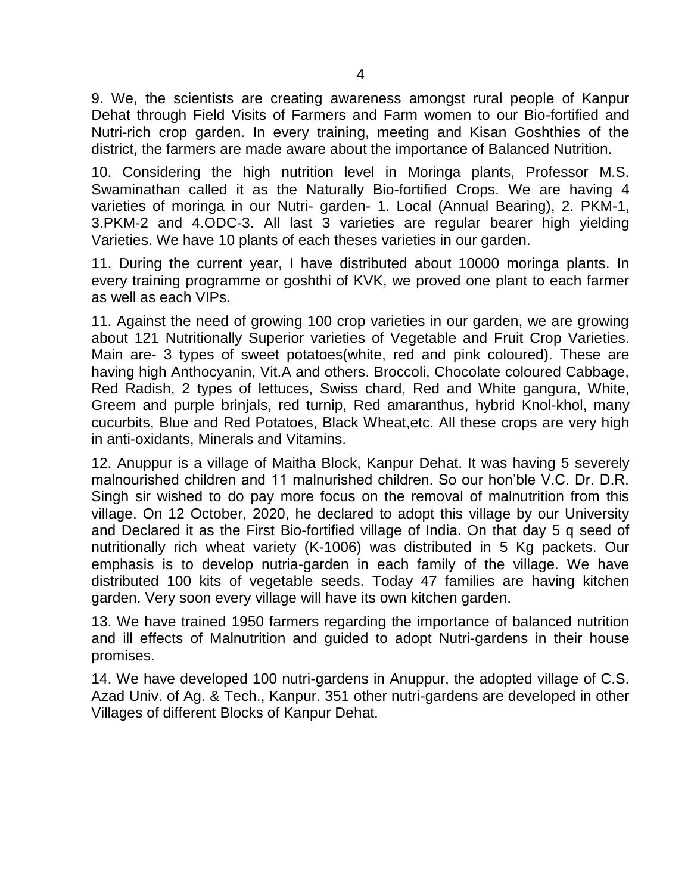9. We, the scientists are creating awareness amongst rural people of Kanpur Dehat through Field Visits of Farmers and Farm women to our Bio-fortified and Nutri-rich crop garden. In every training, meeting and Kisan Goshthies of the district, the farmers are made aware about the importance of Balanced Nutrition.

10. Considering the high nutrition level in Moringa plants, Professor M.S. Swaminathan called it as the Naturally Bio-fortified Crops. We are having 4 varieties of moringa in our Nutri- garden- 1. Local (Annual Bearing), 2. PKM-1, 3.PKM-2 and 4.ODC-3. All last 3 varieties are regular bearer high yielding Varieties. We have 10 plants of each theses varieties in our garden.

11. During the current year, I have distributed about 10000 moringa plants. In every training programme or goshthi of KVK, we proved one plant to each farmer as well as each VIPs.

11. Against the need of growing 100 crop varieties in our garden, we are growing about 121 Nutritionally Superior varieties of Vegetable and Fruit Crop Varieties. Main are- 3 types of sweet potatoes(white, red and pink coloured). These are having high Anthocyanin, Vit.A and others. Broccoli, Chocolate coloured Cabbage, Red Radish, 2 types of lettuces, Swiss chard, Red and White gangura, White, Greem and purple brinjals, red turnip, Red amaranthus, hybrid Knol-khol, many cucurbits, Blue and Red Potatoes, Black Wheat,etc. All these crops are very high in anti-oxidants, Minerals and Vitamins.

12. Anuppur is a village of Maitha Block, Kanpur Dehat. It was having 5 severely malnourished children and 11 malnurished children. So our hon'ble V.C. Dr. D.R. Singh sir wished to do pay more focus on the removal of malnutrition from this village. On 12 October, 2020, he declared to adopt this village by our University and Declared it as the First Bio-fortified village of India. On that day 5 q seed of nutritionally rich wheat variety (K-1006) was distributed in 5 Kg packets. Our emphasis is to develop nutria-garden in each family of the village. We have distributed 100 kits of vegetable seeds. Today 47 families are having kitchen garden. Very soon every village will have its own kitchen garden.

13. We have trained 1950 farmers regarding the importance of balanced nutrition and ill effects of Malnutrition and guided to adopt Nutri-gardens in their house promises.

14. We have developed 100 nutri-gardens in Anuppur, the adopted village of C.S. Azad Univ. of Ag. & Tech., Kanpur. 351 other nutri-gardens are developed in other Villages of different Blocks of Kanpur Dehat.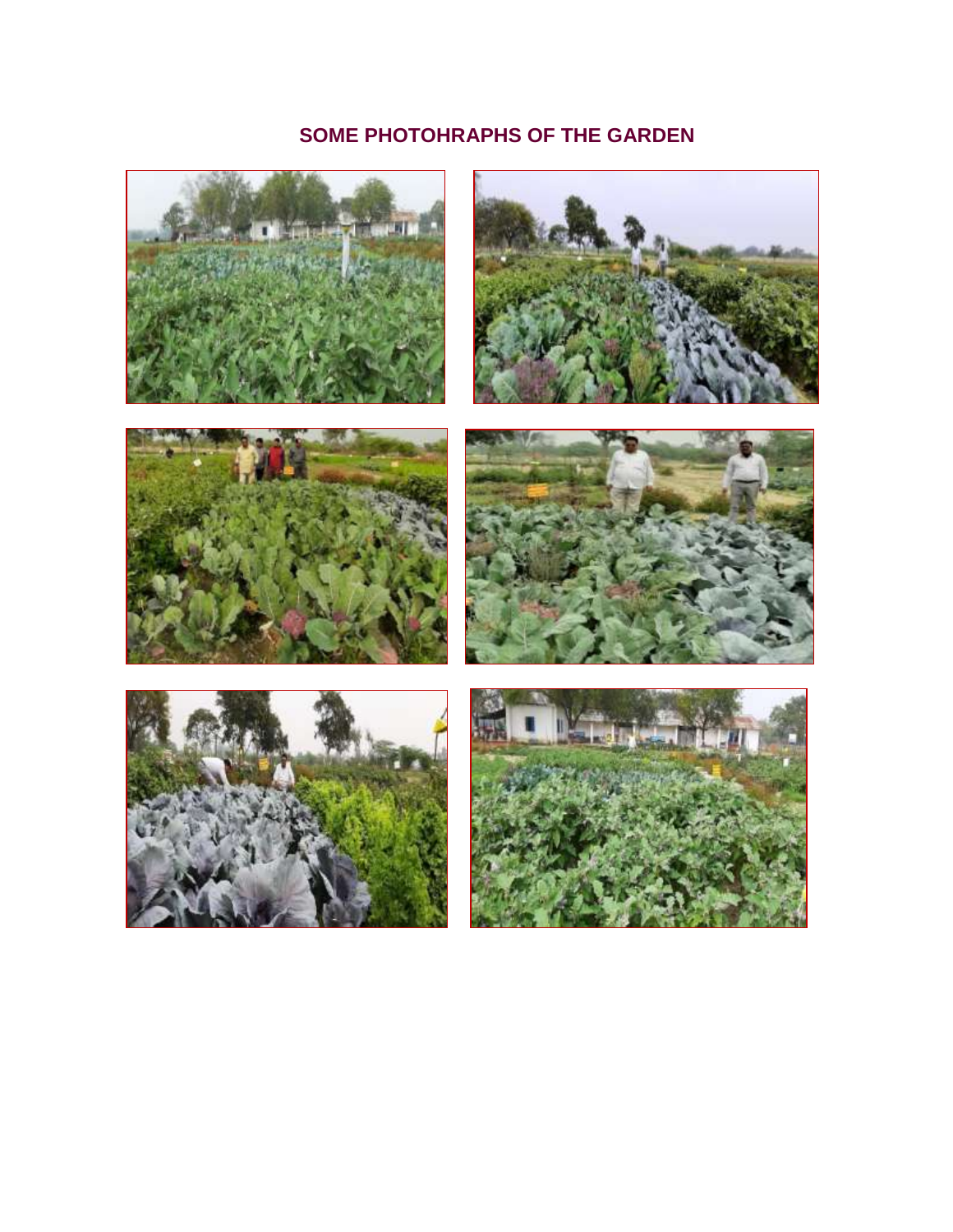## SOME PHOTOHRAPHS OF THE GARDEN